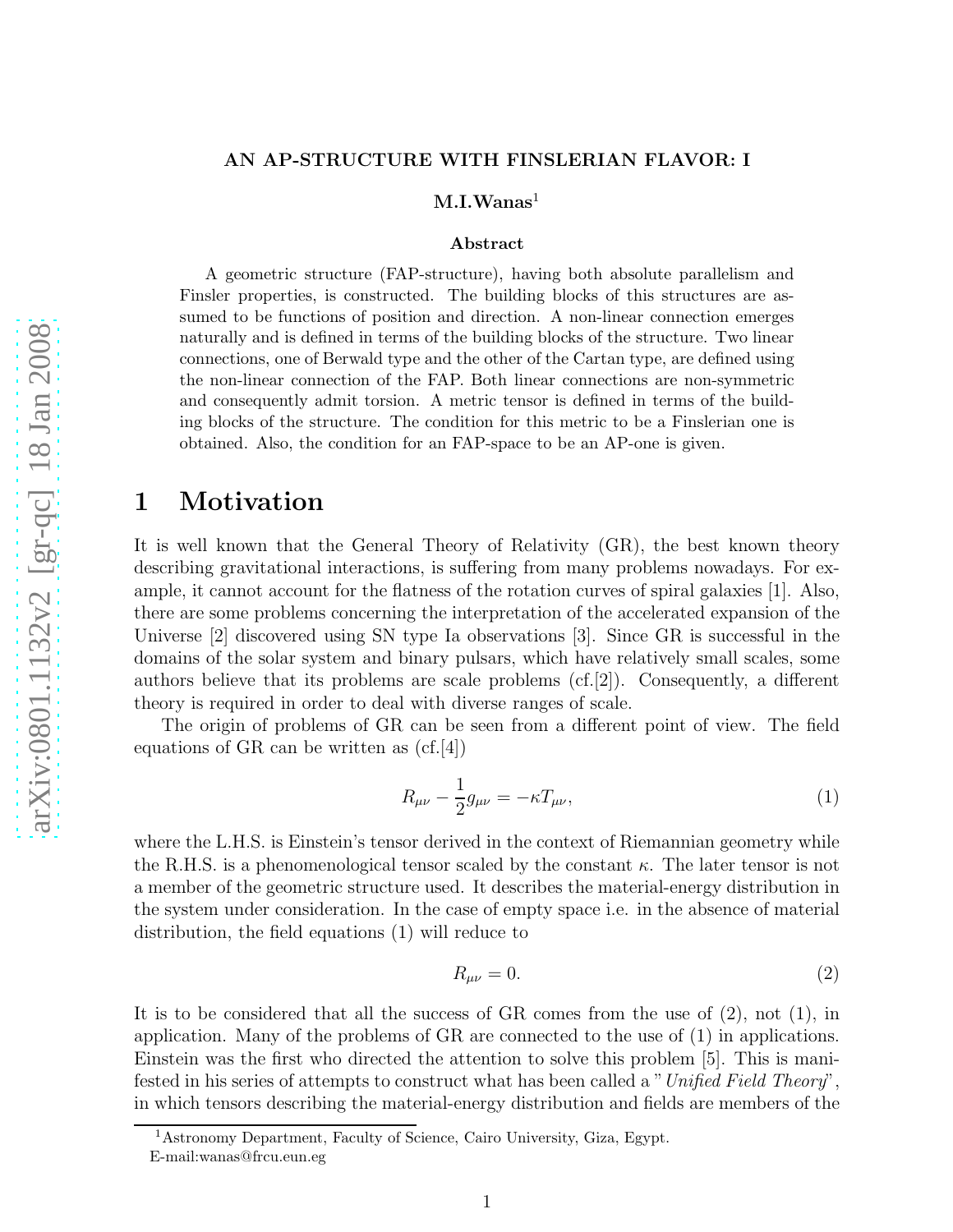# AN AP-STRUCTURE WITH FINSLERIAN FLAVOR: I

**M.I.Wanas**[1]

**Abstract**

A geometric structure (FAP-structure), having both absolute parallelism and Finsler properties, is constructed. The building blocks of this structures are assumed to be functions of position and direction. A non-linear connection emerges naturally and is defined in terms of the building blocks of the structure. Two linear connections, one of Berwald type and the other of the Cartan type, are defined using the non-linear connection of the FAP. Both linear connections are non-symmetric and consequently admit torsion. A metric tensor is defined in terms of the building blocks of the structure. The condition for this metric to be a Finslerian one is obtained. Also, the condition for an FAP-space to be an AP-one is given.

## 1 Motivation

It is well known that the General Theory of Relativity (GR), the best known theory describing gravitational interactions, is suffering from many problems nowadays. For example, it cannot account for the flatness of the rotation curves of spiral galaxies [1]. Also, there are some problems concerning the interpretation of the accelerated expansion of the Universe [2] discovered using SN type Ia observations [3]. Since GR is successful in the domains of the solar system and binary pulsars, which have relatively small scales, some authors believe that its problems are scale problems (cf.[2]). Consequently, a different theory is required in order to deal with diverse ranges of scale.

The origin of problems of GR can be seen from a different point of view. The field equations of GR can be written as (cf.[4])

$$R_{\mu\nu} - \frac{1}{2}g_{\mu\nu} = -\kappa T_{\mu\nu}, \tag{1}$$

where the L.H.S. is Einstein's tensor derived in the context of Riemannian geometry while the R.H.S. is a phenomenological tensor scaled by the constant $\kappa$. The later tensor is not a member of the geometric structure used. It describes the material-energy distribution in the system under consideration. In the case of empty space i.e. in the absence of material distribution, the field equations (1) will reduce to

$$R_{\mu\nu} = 0. \tag{2}$$

It is to be considered that all the success of GR comes from the use of (2), not (1), in application. Many of the problems of GR are connected to the use of (1) in applications. Einstein was the first who directed the attention to solve this problem [5]. This is manifested in his series of attempts to construct what has been called a "*Unified Field Theory*", in which tensors describing the material-energy distribution and fields are members of the

[1] Astronomy Department, Faculty of Science, Cairo University, Giza, Egypt. E-mail:wanas@frcu.eun.eg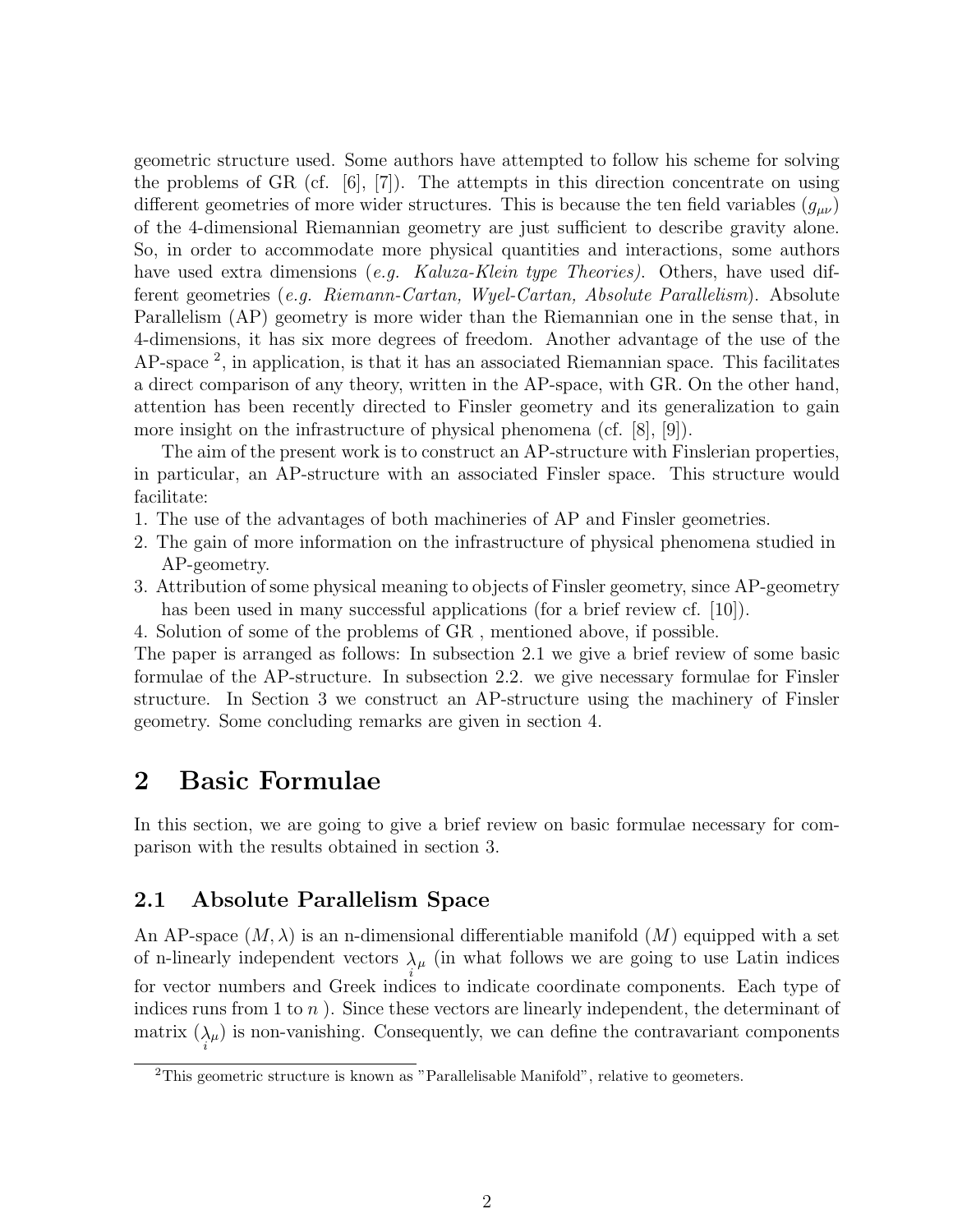geometric structure used. Some authors have attempted to follow his scheme for solving the problems of GR (cf. [6], [7]). The attempts in this direction concentrate on using different geometries of more wider structures. This is because the ten field variables ($g_{\mu\nu}$) of the 4-dimensional Riemannian geometry are just sufficient to describe gravity alone. So, in order to accommodate more physical quantities and interactions, some authors have used extra dimensions (*e.g. Kaluza-Klein type Theories)*. Others, have used different geometries (*e.g. Riemann-Cartan, Wyel-Cartan, Absolute Parallelism*). Absolute Parallelism (AP) geometry is more wider than the Riemannian one in the sense that, in 4-dimensions, it has six more degrees of freedom. Another advantage of the use of the AP-space [2], in application, is that it has an associated Riemannian space. This facilitates a direct comparison of any theory, written in the AP-space, with GR. On the other hand, attention has been recently directed to Finsler geometry and its generalization to gain more insight on the infrastructure of physical phenomena (cf. [8], [9]).

The aim of the present work is to construct an AP-structure with Finslerian properties, in particular, an AP-structure with an associated Finsler space. This structure would facilitate:

1. The use of the advantages of both machineries of AP and Finsler geometries.
2. The gain of more information on the infrastructure of physical phenomena studied in AP-geometry.
3. Attribution of some physical meaning to objects of Finsler geometry, since AP-geometry has been used in many successful applications (for a brief review cf. [10]).
4. Solution of some of the problems of GR , mentioned above, if possible.

The paper is arranged as follows: In subsection 2.1 we give a brief review of some basic formulae of the AP-structure. In subsection 2.2. we give necessary formulae for Finsler structure. In Section 3 we construct an AP-structure using the machinery of Finsler geometry. Some concluding remarks are given in section 4.

# 2 Basic Formulae

In this section, we are going to give a brief review on basic formulae necessary for comparison with the results obtained in section 3.

## 2.1 Absolute Parallelism Space

An AP-space $(M, \lambda)$ is an n-dimensional differentiable manifold ($M$) equipped with a set of n-linearly independent vectors $\underset{i}{\lambda}_{\mu}$ (in what follows we are going to use Latin indices for vector numbers and Greek indices to indicate coordinate components. Each type of indices runs from 1 to $n$ ). Since these vectors are linearly independent, the determinant of matrix $(\underset{i}{\lambda}_{\mu})$ is non-vanishing. Consequently, we can define the contravariant components

[2]This geometric structure is known as "Parallelisable Manifold", relative to geometers.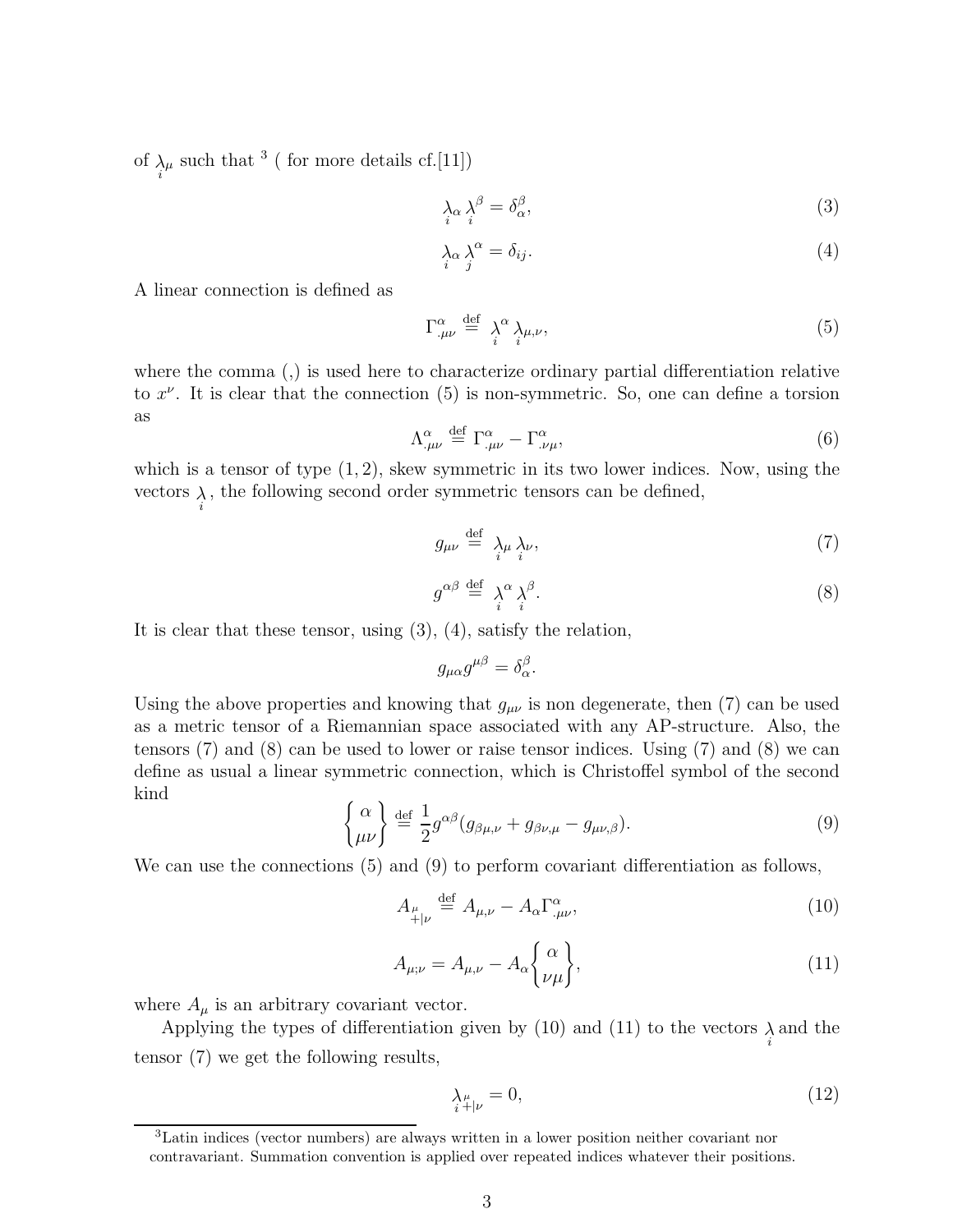of $\underset{i}{\lambda}_{\mu}$ such that [3] ( for more details cf.[11])

$$\underset{i}{\lambda}_{\alpha} \underset{i}{\lambda}^{\beta} = \delta^{\beta}_{\alpha}, \tag{3}$$

$$\underset{i}{\lambda}_{\alpha} \underset{j}{\lambda}^{\alpha} = \delta_{ij}. \tag{4}$$

A linear connection is defined as

$$\Gamma^{\alpha}_{.\mu\nu} \stackrel{\text{def}}{=} \underset{i}{\lambda}^{\alpha} \underset{i}{\lambda}_{\mu,\nu}, \tag{5}$$

where the comma (,) is used here to characterize ordinary partial differentiation relative to $x^{\nu}$. It is clear that the connection (5) is non-symmetric. So, one can define a torsion as

$$\Lambda^{\alpha}_{.\mu\nu} \stackrel{\text{def}}{=} \Gamma^{\alpha}_{.\mu\nu} - \Gamma^{\alpha}_{.\nu\mu}, \tag{6}$$

which is a tensor of type $(1, 2)$, skew symmetric in its two lower indices. Now, using the vectors $\underset{i}{\lambda}$, the following second order symmetric tensors can be defined,

$$g_{\mu\nu} \stackrel{\text{def}}{=} \underset{i}{\lambda}_{\mu} \underset{i}{\lambda}_{\nu}, \tag{7}$$

$$g^{\alpha\beta} \stackrel{\text{def}}{=} \underset{i}{\lambda}^{\alpha} \underset{i}{\lambda}^{\beta}. \tag{8}$$

It is clear that these tensor, using (3), (4), satisfy the relation,

$$g_{\mu\alpha} g^{\mu\beta} = \delta^{\beta}_{\alpha}.$$

Using the above properties and knowing that $g_{\mu\nu}$ is non degenerate, then (7) can be used as a metric tensor of a Riemannian space associated with any AP-structure. Also, the tensors (7) and (8) can be used to lower or raise tensor indices. Using (7) and (8) we can define as usual a linear symmetric connection, which is Christoffel symbol of the second kind

$$\left\{ {\alpha \atop \mu\nu} \right\} \stackrel{\text{def}}{=} \frac{1}{2} g^{\alpha\beta} (g_{\beta\mu,\nu} + g_{\beta\nu,\mu} - g_{\mu\nu,\beta}). \tag{9}$$

We can use the connections (5) and (9) to perform covariant differentiation as follows,

$$A_{\underset{+|}{\mu}\nu} \stackrel{\text{def}}{=} A_{\mu,\nu} - A_{\alpha} \Gamma^{\alpha}_{.\mu\nu}, \tag{10}$$

$$A_{\mu;\nu} = A_{\mu,\nu} - A_{\alpha} \left\{ {\alpha \atop \nu\mu} \right\}, \tag{11}$$

where $A_{\mu}$ is an arbitrary covariant vector.

Applying the types of differentiation given by (10) and (11) to the vectors $\underset{i}{\lambda}$ and the tensor (7) we get the following results,

$$\underset{i}{\lambda}_{\underset{+|}{\mu}\nu} = 0, \tag{12}$$

[3] Latin indices (vector numbers) are always written in a lower position neither covariant nor contravariant. Summation convention is applied over repeated indices whatever their positions.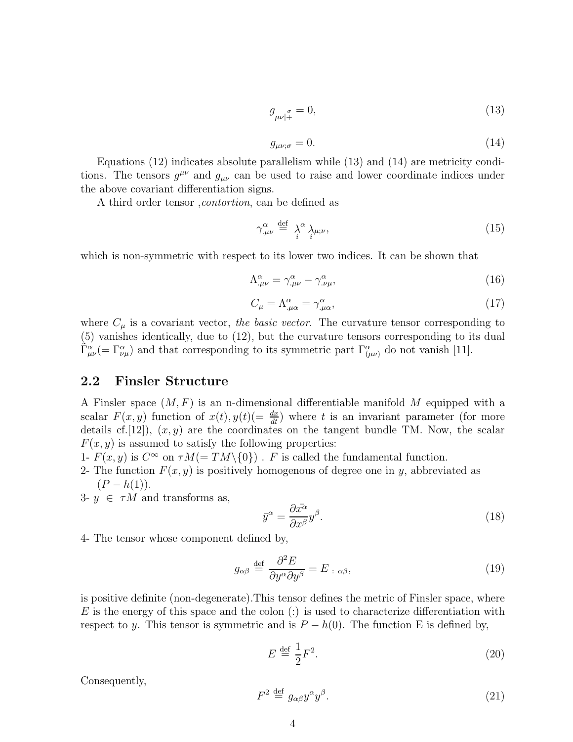$$g_{\mu\nu|\overset{\sigma}{+}} = 0, \tag{13}$$

$$g_{\mu\nu;\sigma} = 0. \tag{14}$$

Equations (12) indicates absolute parallelism while (13) and (14) are metricity conditions. The tensors $g^{\mu\nu}$ and $g_{\mu\nu}$ can be used to raise and lower coordinate indices under the above covariant differentiation signs.

A third order tensor ,*contortion*, can be defined as

$$\gamma^{\alpha}_{.\mu\nu} \overset{\text{def}}{=} \underset{i}{\lambda}^{\alpha} \underset{i}{\lambda}_{\mu;\nu}, \tag{15}$$

which is non-symmetric with respect to its lower two indices. It can be shown that

$$\Lambda^{\alpha}_{.\mu\nu} = \gamma^{\alpha}_{.\mu\nu} - \gamma^{\alpha}_{.\nu\mu}, \tag{16}$$

$$C_{\mu} = \Lambda^{\alpha}_{.\mu\alpha} = \gamma^{\alpha}_{.\mu\alpha}, \tag{17}$$

where $C_{\mu}$ is a covariant vector, *the basic vector*. The curvature tensor corresponding to (5) vanishes identically, due to (12), but the curvature tensors corresponding to its dual $\tilde{\Gamma}^{\alpha}_{\mu\nu}(= \Gamma^{\alpha}_{\nu\mu})$ and that corresponding to its symmetric part $\Gamma^{\alpha}_{(\mu\nu)}$ do not vanish [11].

## 2.2 Finsler Structure

A Finsler space $(M, F)$ is an n-dimensional differentiable manifold $M$ equipped with a scalar $F(x, y)$ function of $x(t), y(t)(= \frac{dx}{dt})$ where $t$ is an invariant parameter (for more details cf.[12]), $(x, y)$ are the coordinates on the tangent bundle TM. Now, the scalar $F(x, y)$ is assumed to satisfy the following properties:

1- $F(x, y)$ is $C^{\infty}$ on $\tau M(= TM\backslash\{0\})$ . $F$ is called the fundamental function.

2- The function $F(x, y)$ is positively homogenous of degree one in $y$, abbreviated as $(P - h(1))$.

3- $y \in \tau M$ and transforms as,

$$\bar{y}^{\alpha} = \frac{\partial \bar{x^{\alpha}}}{\partial x^{\beta}} y^{\beta}. \tag{18}$$

4- The tensor whose component defined by,

$$g_{\alpha\beta} \overset{\text{def}}{=} \frac{\partial^2 E}{\partial y^{\alpha} \partial y^{\beta}} = E_{\ :\ \alpha\beta}, \tag{19}$$

is positive definite (non-degenerate).This tensor defines the metric of Finsler space, where $E$ is the energy of this space and the colon (:) is used to characterize differentiation with respect to $y$. This tensor is symmetric and is $P - h(0)$. The function E is defined by,

$$E \overset{\text{def}}{=} \frac{1}{2} F^2. \tag{20}$$

Consequently,

$$F^2 \overset{\text{def}}{=} g_{\alpha\beta} y^{\alpha} y^{\beta}. \tag{21}$$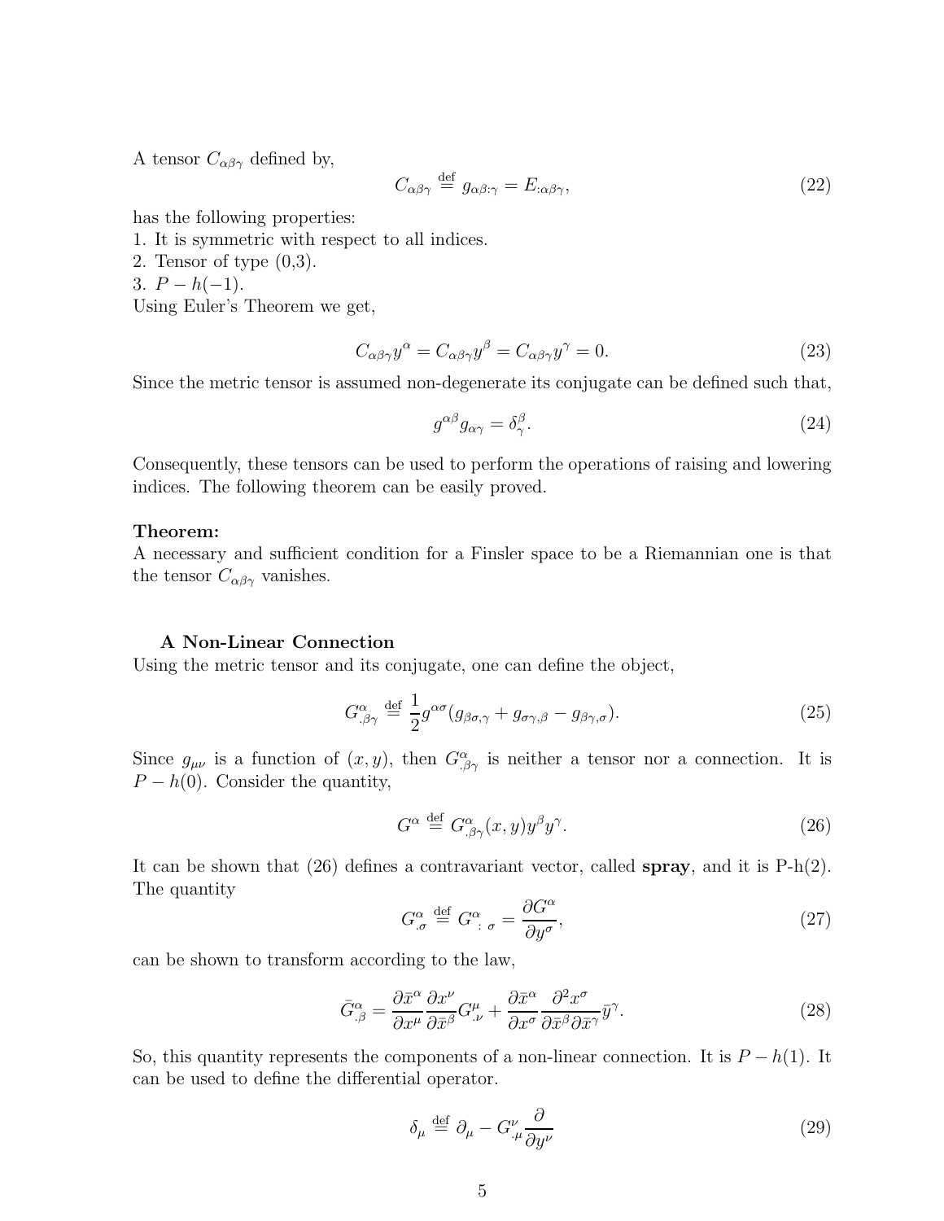A tensor $C_{\alpha\beta\gamma}$ defined by,

$$C_{\alpha\beta\gamma} \stackrel{\text{def}}{=} g_{\alpha\beta:\gamma} = E_{:\alpha\beta\gamma}, \tag{22}$$

has the following properties:
1. It is symmetric with respect to all indices.
2. Tensor of type (0,3).
3. $P - h(-1)$.
Using Euler's Theorem we get,

$$C_{\alpha\beta\gamma} y^{\alpha} = C_{\alpha\beta\gamma} y^{\beta} = C_{\alpha\beta\gamma} y^{\gamma} = 0. \tag{23}$$

Since the metric tensor is assumed non-degenerate its conjugate can be defined such that,

$$g^{\alpha\beta} g_{\alpha\gamma} = \delta^{\beta}_{\gamma}. \tag{24}$$

Consequently, these tensors can be used to perform the operations of raising and lowering indices. The following theorem can be easily proved.

**Theorem:**
A necessary and sufficient condition for a Finsler space to be a Riemannian one is that the tensor $C_{\alpha\beta\gamma}$ vanishes.

### A Non-Linear Connection

Using the metric tensor and its conjugate, one can define the object,

$$G^{\alpha}_{.\beta\gamma} \stackrel{\text{def}}{=} \frac{1}{2} g^{\alpha\sigma} (g_{\beta\sigma,\gamma} + g_{\sigma\gamma,\beta} - g_{\beta\gamma,\sigma}). \tag{25}$$

Since $g_{\mu\nu}$ is a function of $(x, y)$, then $G^{\alpha}_{.\beta\gamma}$ is neither a tensor nor a connection. It is $P - h(0)$. Consider the quantity,

$$G^{\alpha} \stackrel{\text{def}}{=} G^{\alpha}_{.\beta\gamma}(x, y) y^{\beta} y^{\gamma}. \tag{26}$$

It can be shown that (26) defines a contravariant vector, called **spray**, and it is P-h(2). The quantity

$$G^{\alpha}_{.\sigma} \stackrel{\text{def}}{=} G^{\alpha}_{\ :\ \sigma} = \frac{\partial G^{\alpha}}{\partial y^{\sigma}}, \tag{27}$$

can be shown to transform according to the law,

$$\bar{G}^{\alpha}_{.\beta} = \frac{\partial \bar{x}^{\alpha}}{\partial x^{\mu}} \frac{\partial x^{\nu}}{\partial \bar{x}^{\beta}} G^{\mu}_{.\nu} + \frac{\partial \bar{x}^{\alpha}}{\partial x^{\sigma}} \frac{\partial^2 x^{\sigma}}{\partial \bar{x}^{\beta} \partial \bar{x}^{\gamma}} \bar{y}^{\gamma}. \tag{28}$$

So, this quantity represents the components of a non-linear connection. It is $P - h(1)$. It can be used to define the differential operator.

$$\delta_{\mu} \stackrel{\text{def}}{=} \partial_{\mu} - G^{\nu}_{.\mu} \frac{\partial}{\partial y^{\nu}} \tag{29}$$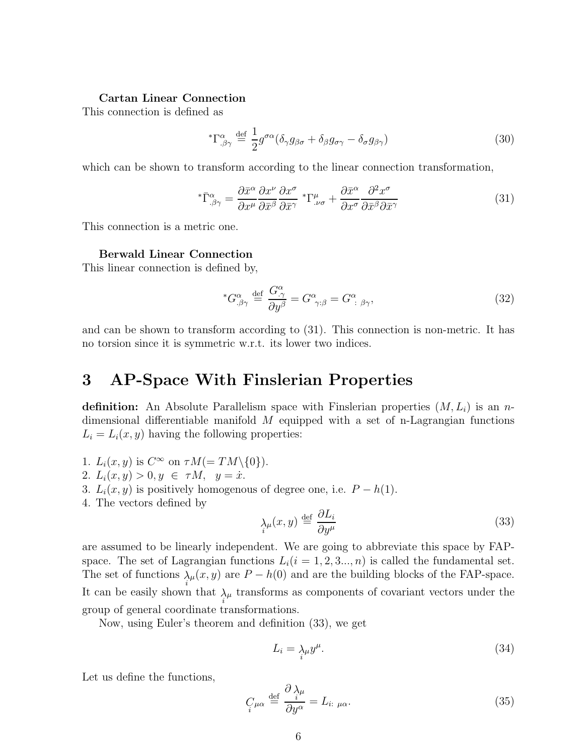**Cartan Linear Connection**

This connection is defined as

$$^{*}\Gamma^{\alpha}_{.\beta\gamma} \stackrel{\text{def}}{=} \frac{1}{2} g^{\sigma\alpha}(\delta_{\gamma} g_{\beta\sigma} + \delta_{\beta} g_{\sigma\gamma} - \delta_{\sigma} g_{\beta\gamma}) \tag{30}$$

which can be shown to transform according to the linear connection transformation,

$$^{*}\bar{\Gamma}^{\alpha}_{.\beta\gamma} = \frac{\partial \bar{x}^{\alpha}}{\partial x^{\mu}} \frac{\partial x^{\nu}}{\partial \bar{x}^{\beta}} \frac{\partial x^{\sigma}}{\partial \bar{x}^{\gamma}} \ {}^{*}\Gamma^{\mu}_{.\nu\sigma} + \frac{\partial \bar{x}^{\alpha}}{\partial x^{\sigma}} \frac{\partial^{2} x^{\sigma}}{\partial \bar{x}^{\beta} \partial \bar{x}^{\gamma}} \tag{31}$$

This connection is a metric one.

**Berwald Linear Connection**

This linear connection is defined by,

$$^{*}G^{\alpha}_{.\beta\gamma} \stackrel{\text{def}}{=} \frac{G^{\alpha}_{.\gamma}}{\partial y^{\beta}} = G^{\alpha}{}_{\gamma:\beta} = G^{\alpha}{}_{:\ \beta\gamma}, \tag{32}$$

and can be shown to transform according to (31). This connection is non-metric. It has no torsion since it is symmetric w.r.t. its lower two indices.

# 3 AP-Space With Finslerian Properties

**definition:** An Absolute Parallelism space with Finslerian properties $(M, L_i)$ is an $n$-dimensional differentiable manifold $M$ equipped with a set of n-Lagrangian functions $L_i = L_i(x, y)$ having the following properties:

1. $L_i(x, y)$ is $C^{\infty}$ on $\tau M (= TM \backslash \{0\})$.
2. $L_i(x, y) > 0, y \in \tau M, \quad y = \dot{x}$.
3. $L_i(x, y)$ is positively homogenous of degree one, i.e. $P - h(1)$.
4. The vectors defined by

$$\underset{i}{\lambda}_{\mu}(x, y) \stackrel{\text{def}}{=} \frac{\partial L_i}{\partial y^{\mu}} \tag{33}$$

are assumed to be linearly independent. We are going to abbreviate this space by FAP-space. The set of Lagrangian functions $L_i (i = 1, 2, 3..., n)$ is called the fundamental set. The set of functions $\underset{i}{\lambda}_{\mu}(x, y)$ are $P - h(0)$ and are the building blocks of the FAP-space. It can be easily shown that $\underset{i}{\lambda}_{\mu}$ transforms as components of covariant vectors under the group of general coordinate transformations.

Now, using Euler's theorem and definition (33), we get

$$L_i = \underset{i}{\lambda}_{\mu} y^{\mu}. \tag{34}$$

Let us define the functions,

$$\underset{i}{C}_{\mu\alpha} \stackrel{\text{def}}{=} \frac{\partial \underset{i}{\lambda}_{\mu}}{\partial y^{\alpha}} = L_{i:\ \mu\alpha}. \tag{35}$$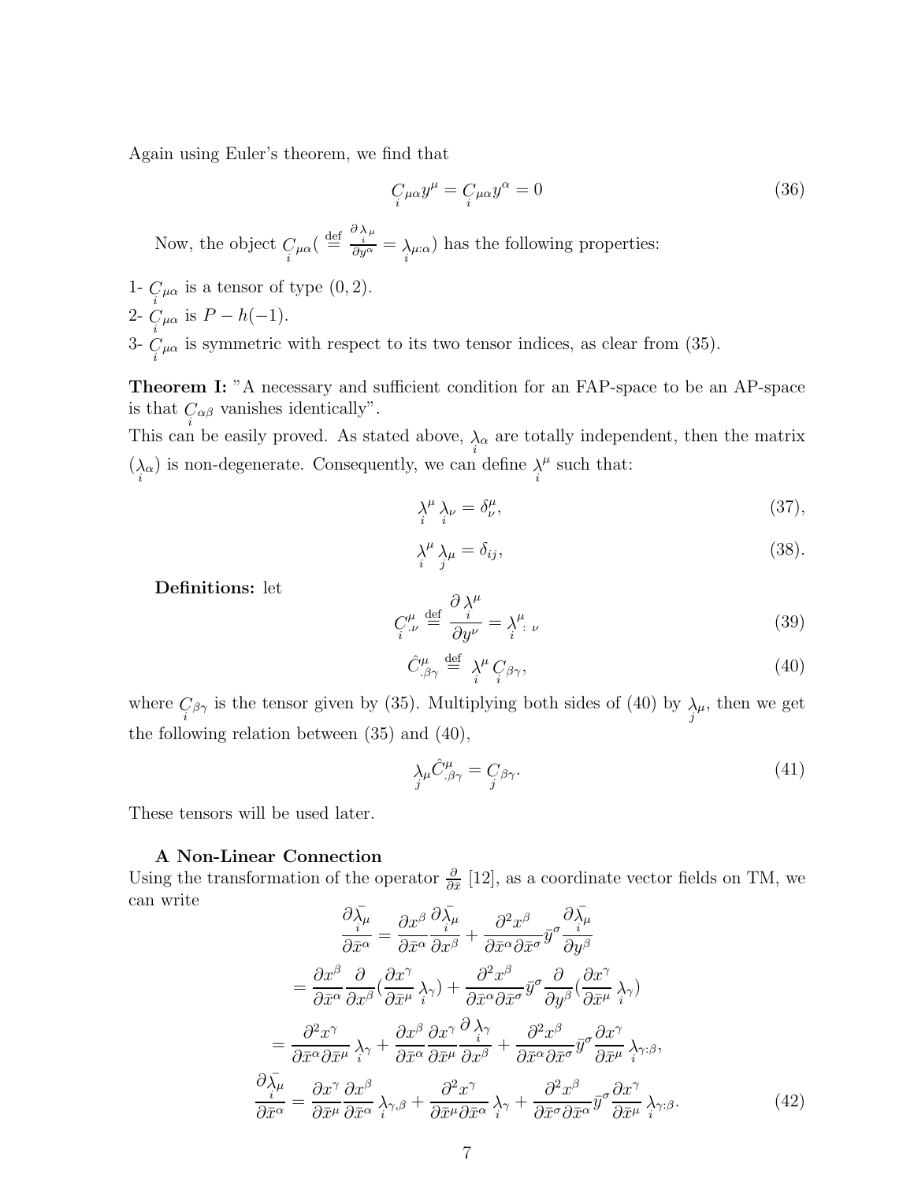Again using Euler's theorem, we find that

$$\underset{i}{C}_{\mu\alpha} y^{\mu} = \underset{i}{C}_{\mu\alpha} y^{\alpha} = 0 \tag{36}$$

Now, the object $\underset{i}{C}_{\mu\alpha}( \overset{\text{def}}{=} \frac{\partial \underset{i}{\lambda}_{\mu}}{\partial y^{\alpha}} = \underset{i}{\lambda}_{\mu:\alpha})$ has the following properties:

1- $\underset{i}{C}_{\mu\alpha}$ is a tensor of type $(0, 2)$.

2- $\underset{i}{C}_{\mu\alpha}$ is $P-h(-1)$.

3- $\underset{i}{C}_{\mu\alpha}$ is symmetric with respect to its two tensor indices, as clear from (35).

**Theorem I:** "A necessary and sufficient condition for an FAP-space to be an AP-space is that $\underset{i}{C}_{\alpha\beta}$ vanishes identically".

This can be easily proved. As stated above, $\underset{i}{\lambda}_{\alpha}$ are totally independent, then the matrix $(\underset{i}{\lambda}_{\alpha})$ is non-degenerate. Consequently, we can define $\underset{i}{\lambda}^{\mu}$ such that:

$$\underset{i}{\lambda}^{\mu} \underset{i}{\lambda}_{\nu} = \delta^{\mu}_{\nu}, \tag{37}$$

$$\underset{i}{\lambda}^{\mu} \underset{j}{\lambda}_{\mu} = \delta_{ij}, \tag{38}$$

**Definitions:** let

$$\underset{i}{C}^{\mu}_{.\nu} \overset{\text{def}}{=} \frac{\partial \underset{i}{\lambda}^{\mu}}{\partial y^{\nu}} = \underset{i}{\lambda}^{\mu}_{:\ \nu} \tag{39}$$

$$\hat{C}^{\mu}_{.\beta\gamma} \overset{\text{def}}{=} \underset{i}{\lambda}^{\mu} \underset{i}{C}_{\beta\gamma}, \tag{40}$$

where $\underset{i}{C}_{\beta\gamma}$ is the tensor given by (35). Multiplying both sides of (40) by $\underset{j}{\lambda}_{\mu}$, then we get the following relation between (35) and (40),

$$\underset{j}{\lambda}_{\mu} \hat{C}^{\mu}_{.\beta\gamma} = \underset{j}{C}_{\beta\gamma}. \tag{41}$$

These tensors will be used later.

**A Non-Linear Connection**

Using the transformation of the operator $\frac{\partial}{\partial \bar{x}}$ [12], as a coordinate vector fields on TM, we can write

$$\frac{\partial \underset{i}{\bar{\lambda}}_{\mu}}{\partial \bar{x}^{\alpha}} = \frac{\partial x^{\beta}}{\partial \bar{x}^{\alpha}} \frac{\partial \underset{i}{\bar{\lambda}}_{\mu}}{\partial x^{\beta}} + \frac{\partial^2 x^{\beta}}{\partial \bar{x}^{\alpha} \partial \bar{x}^{\sigma}} \bar{y}^{\sigma} \frac{\partial \underset{i}{\bar{\lambda}}_{\mu}}{\partial y^{\beta}}$$

$$= \frac{\partial x^{\beta}}{\partial \bar{x}^{\alpha}} \frac{\partial}{\partial x^{\beta}} \left(\frac{\partial x^{\gamma}}{\partial \bar{x}^{\mu}} \underset{i}{\lambda}_{\gamma}\right) + \frac{\partial^2 x^{\beta}}{\partial \bar{x}^{\alpha} \partial \bar{x}^{\sigma}} \bar{y}^{\sigma} \frac{\partial}{\partial y^{\beta}} \left(\frac{\partial x^{\gamma}}{\partial \bar{x}^{\mu}} \underset{i}{\lambda}_{\gamma}\right)$$

$$= \frac{\partial^2 x^{\gamma}}{\partial \bar{x}^{\alpha} \partial \bar{x}^{\mu}} \underset{i}{\lambda}_{\gamma} + \frac{\partial x^{\beta}}{\partial \bar{x}^{\alpha}} \frac{\partial x^{\gamma}}{\partial \bar{x}^{\mu}} \frac{\partial \underset{i}{\lambda}_{\gamma}}{\partial x^{\beta}} + \frac{\partial^2 x^{\beta}}{\partial \bar{x}^{\alpha} \partial \bar{x}^{\sigma}} \bar{y}^{\sigma} \frac{\partial x^{\gamma}}{\partial \bar{x}^{\mu}} \underset{i}{\lambda}_{\gamma:\beta},$$

$$\frac{\partial \underset{i}{\bar{\lambda}}_{\mu}}{\partial \bar{x}^{\alpha}} = \frac{\partial x^{\gamma}}{\partial \bar{x}^{\mu}} \frac{\partial x^{\beta}}{\partial \bar{x}^{\alpha}} \underset{i}{\lambda}_{\gamma,\beta} + \frac{\partial^2 x^{\gamma}}{\partial \bar{x}^{\mu} \partial \bar{x}^{\alpha}} \underset{i}{\lambda}_{\gamma} + \frac{\partial^2 x^{\beta}}{\partial \bar{x}^{\sigma} \partial \bar{x}^{\alpha}} \bar{y}^{\sigma} \frac{\partial x^{\gamma}}{\partial \bar{x}^{\mu}} \underset{i}{\lambda}_{\gamma:\beta}. \tag{42}$$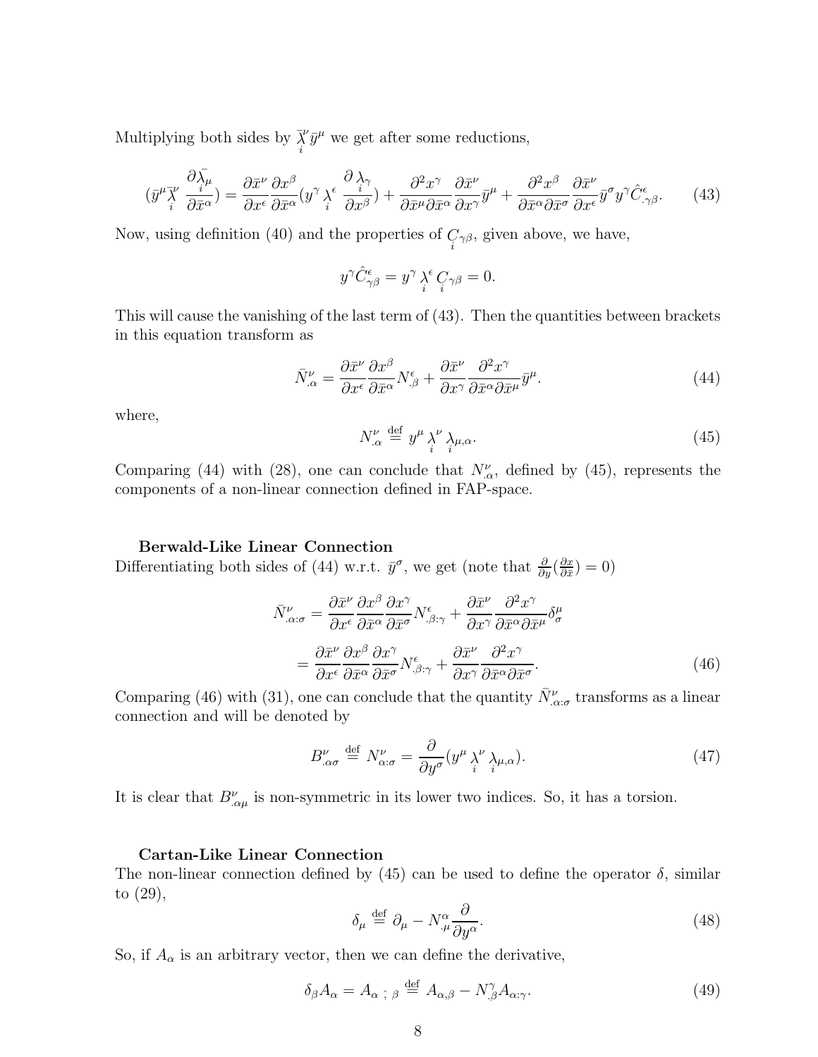Multiplying both sides by $\overset{-}{\underset{i}{\lambda}}{}^{\nu}\bar{y}^{\mu}$ we get after some reductions,

$$(\bar{y}^{\mu}\overset{-}{\underset{i}{\lambda}}{}^{\nu}\frac{\partial \overset{-}{\underset{i}{\lambda}}_{\mu}}{\partial \bar{x}^{\alpha}}) = \frac{\partial \bar{x}^{\nu}}{\partial x^{\epsilon}}\frac{\partial x^{\beta}}{\partial \bar{x}^{\alpha}}(y^{\gamma}\underset{i}{\lambda}{}^{\epsilon}\frac{\partial \underset{i}{\lambda}_{\gamma}}{\partial x^{\beta}}) + \frac{\partial^2 x^{\gamma}}{\partial \bar{x}^{\mu}\partial \bar{x}^{\alpha}}\frac{\partial \bar{x}^{\nu}}{\partial x^{\gamma}}\bar{y}^{\mu} + \frac{\partial^2 x^{\beta}}{\partial \bar{x}^{\alpha}\partial \bar{x}^{\sigma}}\frac{\partial \bar{x}^{\nu}}{\partial x^{\epsilon}}\bar{y}^{\sigma}y^{\gamma}\hat{C}^{\epsilon}_{.\gamma\beta}. \tag{43}$$

Now, using definition (40) and the properties of $\underset{i}{C}_{\gamma\beta}$, given above, we have,

$$y^{\gamma}\hat{C}^{\epsilon}_{\gamma\beta} = y^{\gamma}\underset{i}{\lambda}{}^{\epsilon}\underset{i}{C}_{\gamma\beta} = 0.$$

This will cause the vanishing of the last term of (43). Then the quantities between brackets in this equation transform as

$$\bar{N}^{\nu}_{.\alpha} = \frac{\partial \bar{x}^{\nu}}{\partial x^{\epsilon}}\frac{\partial x^{\beta}}{\partial \bar{x}^{\alpha}}N^{\epsilon}_{.\beta} + \frac{\partial \bar{x}^{\nu}}{\partial x^{\gamma}}\frac{\partial^2 x^{\gamma}}{\partial \bar{x}^{\alpha}\partial \bar{x}^{\mu}}\bar{y}^{\mu}. \tag{44}$$

where,

$$N^{\nu}_{.\alpha} \overset{\text{def}}{=} y^{\mu}\underset{i}{\lambda}{}^{\nu}\underset{i}{\lambda}_{\mu,\alpha}. \tag{45}$$

Comparing (44) with (28), one can conclude that $N^{\nu}_{.\alpha}$, defined by (45), represents the components of a non-linear connection defined in FAP-space.

**Berwald-Like Linear Connection**

Differentiating both sides of (44) w.r.t. $\bar{y}^{\sigma}$, we get (note that $\frac{\partial}{\partial y}(\frac{\partial x}{\partial \bar{x}}) = 0$)

$$\begin{aligned}
\bar{N}^{\nu}_{.\alpha:\sigma} &= \frac{\partial \bar{x}^{\nu}}{\partial x^{\epsilon}}\frac{\partial x^{\beta}}{\partial \bar{x}^{\alpha}}\frac{\partial x^{\gamma}}{\partial \bar{x}^{\sigma}}N^{\epsilon}_{.\beta:\gamma} + \frac{\partial \bar{x}^{\nu}}{\partial x^{\gamma}}\frac{\partial^2 x^{\gamma}}{\partial \bar{x}^{\alpha}\partial \bar{x}^{\mu}}\delta^{\mu}_{\sigma} \\
&= \frac{\partial \bar{x}^{\nu}}{\partial x^{\epsilon}}\frac{\partial x^{\beta}}{\partial \bar{x}^{\alpha}}\frac{\partial x^{\gamma}}{\partial \bar{x}^{\sigma}}N^{\epsilon}_{.\beta:\gamma} + \frac{\partial \bar{x}^{\nu}}{\partial x^{\gamma}}\frac{\partial^2 x^{\gamma}}{\partial \bar{x}^{\alpha}\partial \bar{x}^{\sigma}}.
\end{aligned} \tag{46}$$

Comparing (46) with (31), one can conclude that the quantity $\bar{N}^{\nu}_{.\alpha:\sigma}$ transforms as a linear connection and will be denoted by

$$B^{\nu}_{.\alpha\sigma} \overset{\text{def}}{=} N^{\nu}_{\alpha:\sigma} = \frac{\partial}{\partial y^{\sigma}}(y^{\mu}\underset{i}{\lambda}{}^{\nu}\underset{i}{\lambda}_{\mu,\alpha}). \tag{47}$$

It is clear that $B^{\nu}_{.\alpha\mu}$ is non-symmetric in its lower two indices. So, it has a torsion.

**Cartan-Like Linear Connection**

The non-linear connection defined by (45) can be used to define the operator $\delta$, similar to (29),

$$\delta_{\mu} \overset{\text{def}}{=} \partial_{\mu} - N^{\alpha}_{.\mu}\frac{\partial}{\partial y^{\alpha}}. \tag{48}$$

So, if $A_{\alpha}$ is an arbitrary vector, then we can define the derivative,

$$\delta_{\beta}A_{\alpha} = A_{\alpha\,;\,\beta} \overset{\text{def}}{=} A_{\alpha,\beta} - N^{\gamma}_{.\beta}A_{\alpha:\gamma}. \tag{49}$$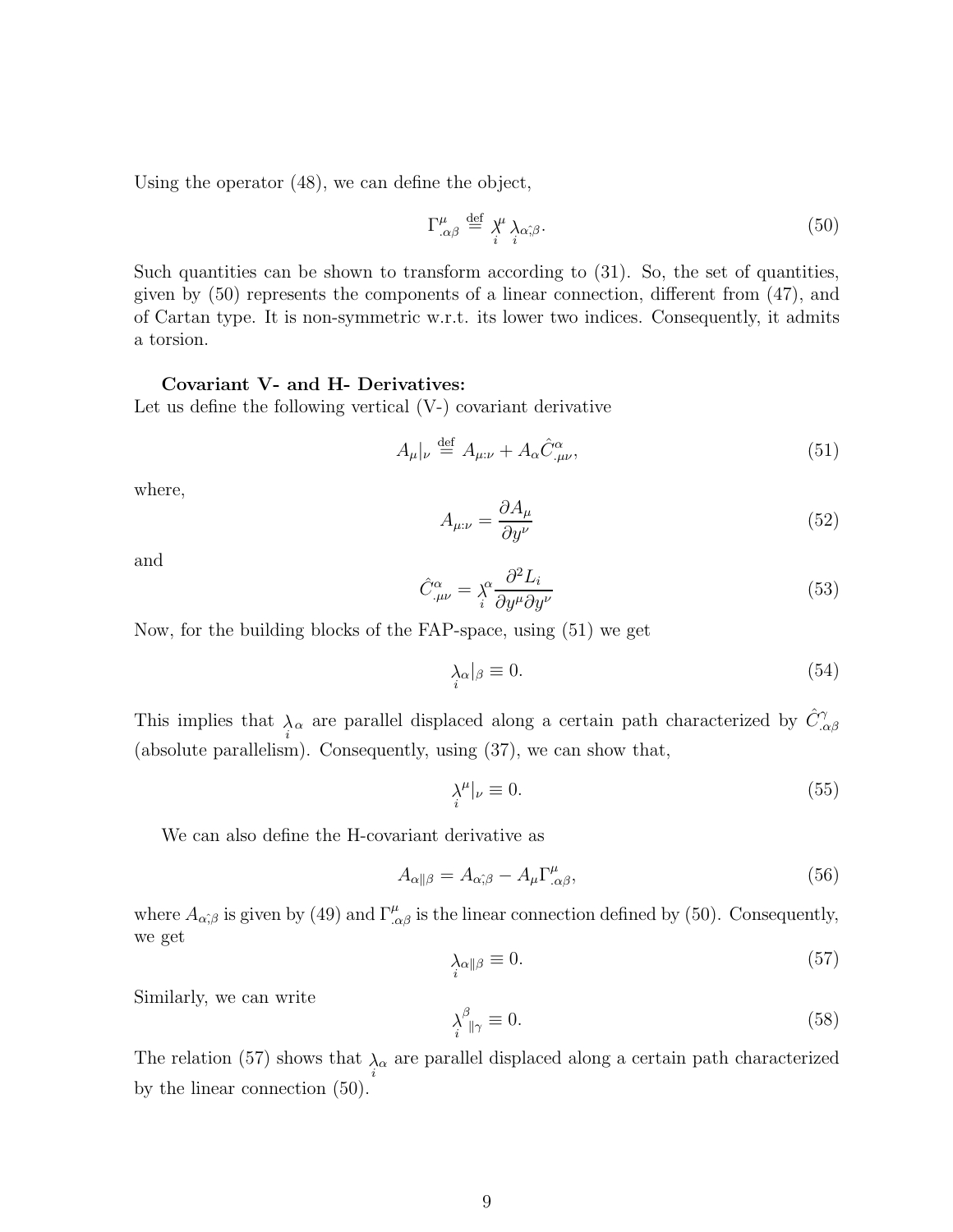Using the operator (48), we can define the object,

$$\Gamma^{\mu}_{.\alpha\beta} \stackrel{\text{def}}{=} \underset{i}{\lambda}^{\mu} \underset{i}{\lambda}_{\alpha\hat{;}\beta}. \tag{50}$$

Such quantities can be shown to transform according to (31). So, the set of quantities, given by (50) represents the components of a linear connection, different from (47), and of Cartan type. It is non-symmetric w.r.t. its lower two indices. Consequently, it admits a torsion.

**Covariant V- and H- Derivatives:**

Let us define the following vertical (V-) covariant derivative

$$A_{\mu}|_{\nu} \stackrel{\text{def}}{=} A_{\mu:\nu} + A_{\alpha}\hat{C}^{\alpha}_{.\mu\nu}, \tag{51}$$

where,

$$A_{\mu:\nu} = \frac{\partial A_{\mu}}{\partial y^{\nu}} \tag{52}$$

and

$$\hat{C}^{\alpha}_{.\mu\nu} = \underset{i}{\lambda}^{\alpha} \frac{\partial^2 L_i}{\partial y^{\mu}\partial y^{\nu}} \tag{53}$$

Now, for the building blocks of the FAP-space, using (51) we get

$$\underset{i}{\lambda}_{\alpha}|_{\beta} \equiv 0. \tag{54}$$

This implies that $\underset{i}{\lambda}_{\alpha}$ are parallel displaced along a certain path characterized by $\hat{C}^{\gamma}_{.\alpha\beta}$ (absolute parallelism). Consequently, using (37), we can show that,

$$\underset{i}{\lambda}^{\mu}|_{\nu} \equiv 0. \tag{55}$$

We can also define the H-covariant derivative as

$$A_{\alpha\|\beta} = A_{\alpha\hat{;}\beta} - A_{\mu}\Gamma^{\mu}_{.\alpha\beta}, \tag{56}$$

where $A_{\alpha\hat{;}\beta}$ is given by (49) and $\Gamma^{\mu}_{.\alpha\beta}$ is the linear connection defined by (50). Consequently, we get

$$\underset{i}{\lambda}_{\alpha\|\beta} \equiv 0. \tag{57}$$

Similarly, we can write

$$\underset{i}{\lambda}^{\beta}{}_{\|\gamma} \equiv 0. \tag{58}$$

The relation (57) shows that $\underset{i}{\lambda}_{\alpha}$ are parallel displaced along a certain path characterized by the linear connection (50).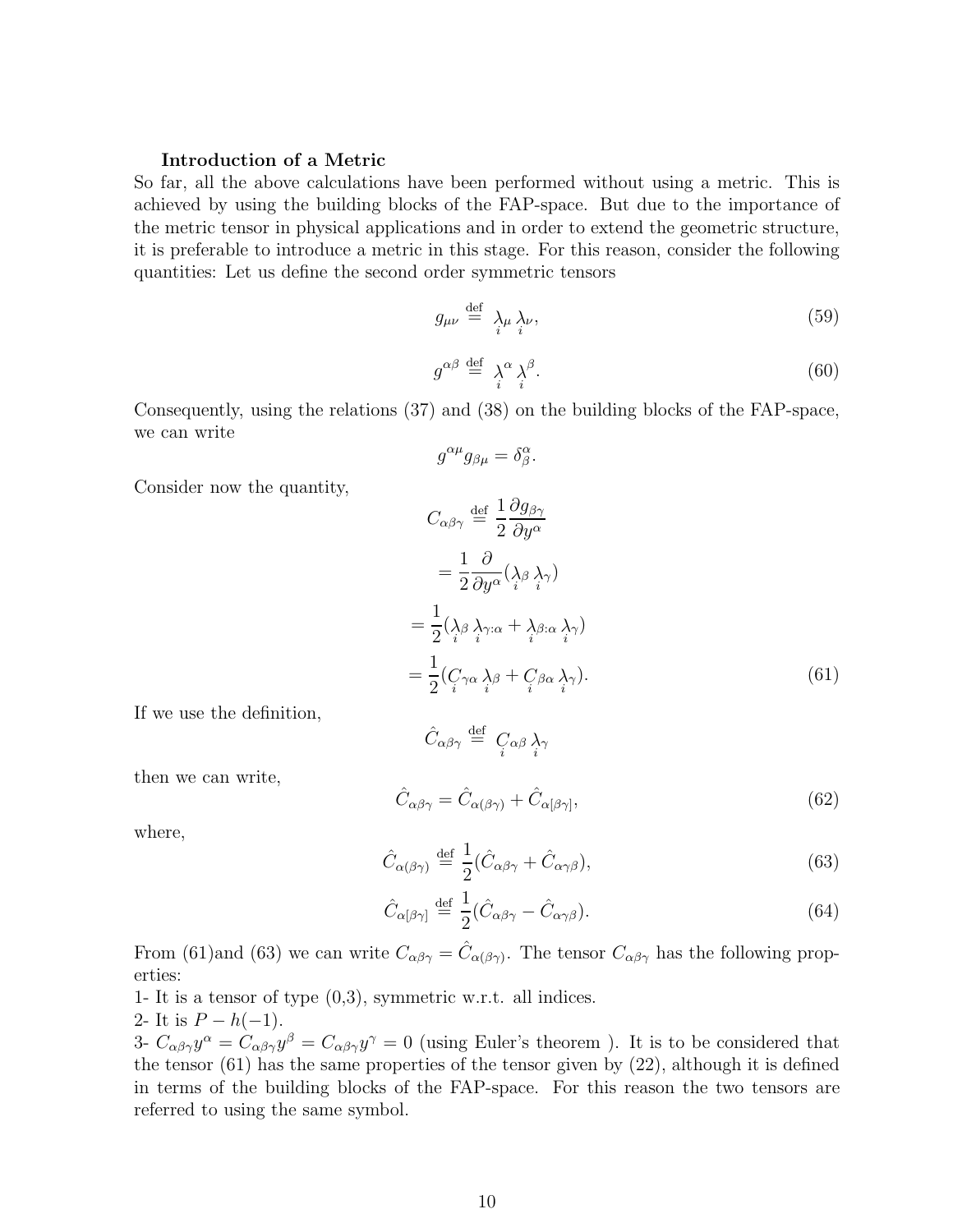**Introduction of a Metric**

So far, all the above calculations have been performed without using a metric. This is achieved by using the building blocks of the FAP-space. But due to the importance of the metric tensor in physical applications and in order to extend the geometric structure, it is preferable to introduce a metric in this stage. For this reason, consider the following quantities: Let us define the second order symmetric tensors

$$g_{\mu\nu} \stackrel{\text{def}}{=} \underset{i}{\lambda}_{\mu} \underset{i}{\lambda}_{\nu}, \tag{59}$$

$$g^{\alpha\beta} \stackrel{\text{def}}{=} \underset{i}{\lambda}^{\alpha} \underset{i}{\lambda}^{\beta}. \tag{60}$$

Consequently, using the relations (37) and (38) on the building blocks of the FAP-space, we can write

$$g^{\alpha\mu} g_{\beta\mu} = \delta^{\alpha}_{\beta}.$$

Consider now the quantity,

$$\begin{aligned}
C_{\alpha\beta\gamma} &\stackrel{\text{def}}{=} \frac{1}{2} \frac{\partial g_{\beta\gamma}}{\partial y^{\alpha}} \\
&= \frac{1}{2} \frac{\partial}{\partial y^{\alpha}} (\underset{i}{\lambda}_{\beta} \underset{i}{\lambda}_{\gamma}) \\
&= \frac{1}{2} (\underset{i}{\lambda}_{\beta} \underset{i}{\lambda}_{\gamma:\alpha} + \underset{i}{\lambda}_{\beta:\alpha} \underset{i}{\lambda}_{\gamma}) \\
&= \frac{1}{2} (\underset{i}{C}_{\gamma\alpha} \underset{i}{\lambda}_{\beta} + \underset{i}{C}_{\beta\alpha} \underset{i}{\lambda}_{\gamma}).
\end{aligned} \tag{61}$$

If we use the definition,

$$\hat{C}_{\alpha\beta\gamma} \stackrel{\text{def}}{=} \underset{i}{C}_{\alpha\beta} \underset{i}{\lambda}_{\gamma}$$

then we can write,

$$\hat{C}_{\alpha\beta\gamma} = \hat{C}_{\alpha(\beta\gamma)} + \hat{C}_{\alpha[\beta\gamma]}, \tag{62}$$

where,

$$\hat{C}_{\alpha(\beta\gamma)} \stackrel{\text{def}}{=} \frac{1}{2} (\hat{C}_{\alpha\beta\gamma} + \hat{C}_{\alpha\gamma\beta}), \tag{63}$$

$$\hat{C}_{\alpha[\beta\gamma]} \stackrel{\text{def}}{=} \frac{1}{2} (\hat{C}_{\alpha\beta\gamma} - \hat{C}_{\alpha\gamma\beta}). \tag{64}$$

From (61)and (63) we can write $C_{\alpha\beta\gamma} = \hat{C}_{\alpha(\beta\gamma)}$. The tensor $C_{\alpha\beta\gamma}$ has the following properties:

1- It is a tensor of type (0,3), symmetric w.r.t. all indices.

2- It is $P - h(-1)$.

3- $C_{\alpha\beta\gamma} y^{\alpha} = C_{\alpha\beta\gamma} y^{\beta} = C_{\alpha\beta\gamma} y^{\gamma} = 0$ (using Euler's theorem ). It is to be considered that the tensor (61) has the same properties of the tensor given by (22), although it is defined in terms of the building blocks of the FAP-space. For this reason the two tensors are referred to using the same symbol.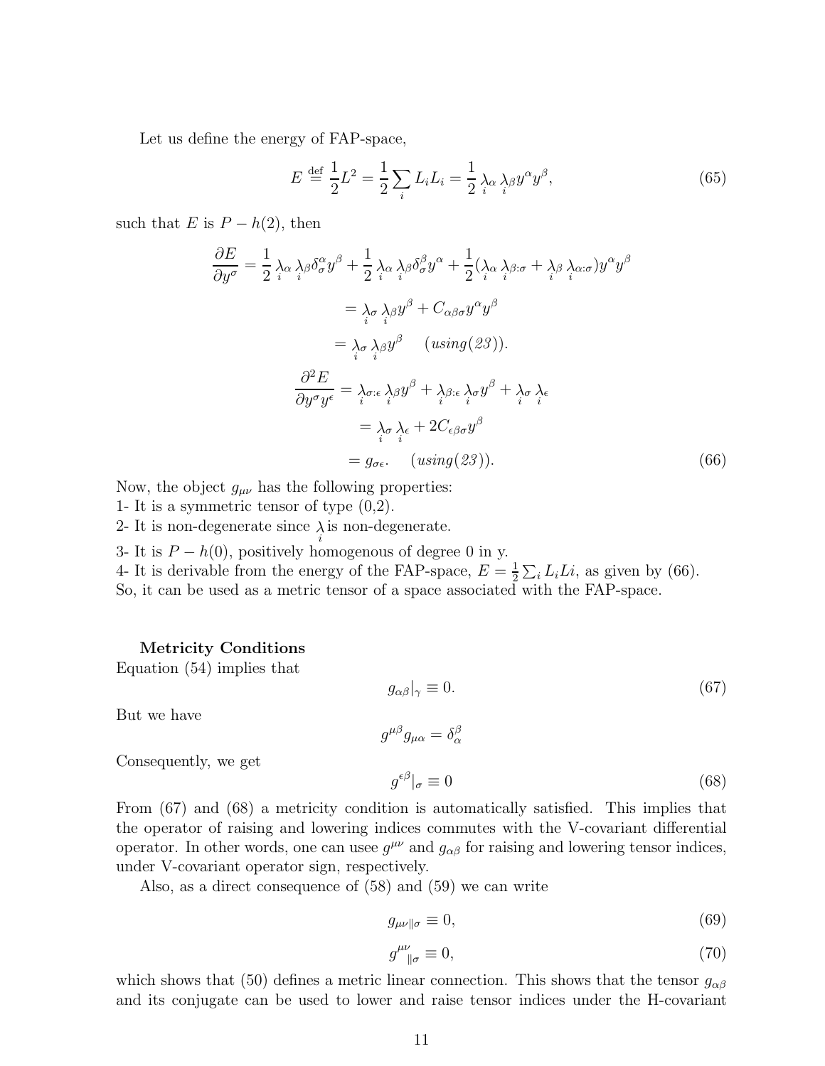Let us define the energy of FAP-space,

$$E \overset{\text{def}}{=} \frac{1}{2}L^2 = \frac{1}{2}\sum_i L_i L_i = \frac{1}{2} \underset{i}{\lambda}_\alpha \underset{i}{\lambda}_\beta y^\alpha y^\beta, \tag{65}$$

such that $E$ is $P-h(2)$, then

$$\begin{aligned}
\frac{\partial E}{\partial y^\sigma} &= \frac{1}{2} \underset{i}{\lambda}_\alpha \underset{i}{\lambda}_\beta \delta^\alpha_\sigma y^\beta + \frac{1}{2} \underset{i}{\lambda}_\alpha \underset{i}{\lambda}_\beta \delta^\beta_\sigma y^\alpha + \frac{1}{2}(\underset{i}{\lambda}_\alpha \underset{i}{\lambda}_{\beta:\sigma} + \underset{i}{\lambda}_\beta \underset{i}{\lambda}_{\alpha:\sigma}) y^\alpha y^\beta \\
&= \underset{i}{\lambda}_\sigma \underset{i}{\lambda}_\beta y^\beta + C_{\alpha\beta\sigma} y^\alpha y^\beta \\
&= \underset{i}{\lambda}_\sigma \underset{i}{\lambda}_\beta y^\beta \qquad (using (23)). \\
\frac{\partial^2 E}{\partial y^\sigma y^\epsilon} &= \underset{i}{\lambda}_{\sigma:\epsilon} \underset{i}{\lambda}_\beta y^\beta + \underset{i}{\lambda}_{\beta:\epsilon} \underset{i}{\lambda}_\sigma y^\beta + \underset{i}{\lambda}_\sigma \underset{i}{\lambda}_\epsilon \\
&= \underset{i}{\lambda}_\sigma \underset{i}{\lambda}_\epsilon + 2C_{\epsilon\beta\sigma} y^\beta \\
&= g_{\sigma\epsilon}. \qquad (using (23)).
\end{aligned} \tag{66}$$

Now, the object $g_{\mu\nu}$ has the following properties:
1- It is a symmetric tensor of type (0,2).
2- It is non-degenerate since $\underset{i}{\lambda}$ is non-degenerate.
3- It is $P-h(0)$, positively homogenous of degree 0 in y.
4- It is derivable from the energy of the FAP-space, $E = \frac{1}{2}\sum_i L_i Li$, as given by (66).
So, it can be used as a metric tensor of a space associated with the FAP-space.

**Metricity Conditions**
Equation (54) implies that

$$g_{\alpha\beta}|_\gamma \equiv 0. \tag{67}$$

But we have

$$g^{\mu\beta} g_{\mu\alpha} = \delta^\beta_\alpha$$

Consequently, we get

$$g^{\epsilon\beta}|_\sigma \equiv 0 \tag{68}$$

From (67) and (68) a metricity condition is automatically satisfied. This implies that the operator of raising and lowering indices commutes with the V-covariant differential operator. In other words, one can usee $g^{\mu\nu}$ and $g_{\alpha\beta}$ for raising and lowering tensor indices, under V-covariant operator sign, respectively.

Also, as a direct consequence of (58) and (59) we can write

$$g_{\mu\nu\|\sigma} \equiv 0, \tag{69}$$

$$g^{\mu\nu}{}_{\|\sigma} \equiv 0, \tag{70}$$

which shows that (50) defines a metric linear connection. This shows that the tensor $g_{\alpha\beta}$ and its conjugate can be used to lower and raise tensor indices under the H-covariant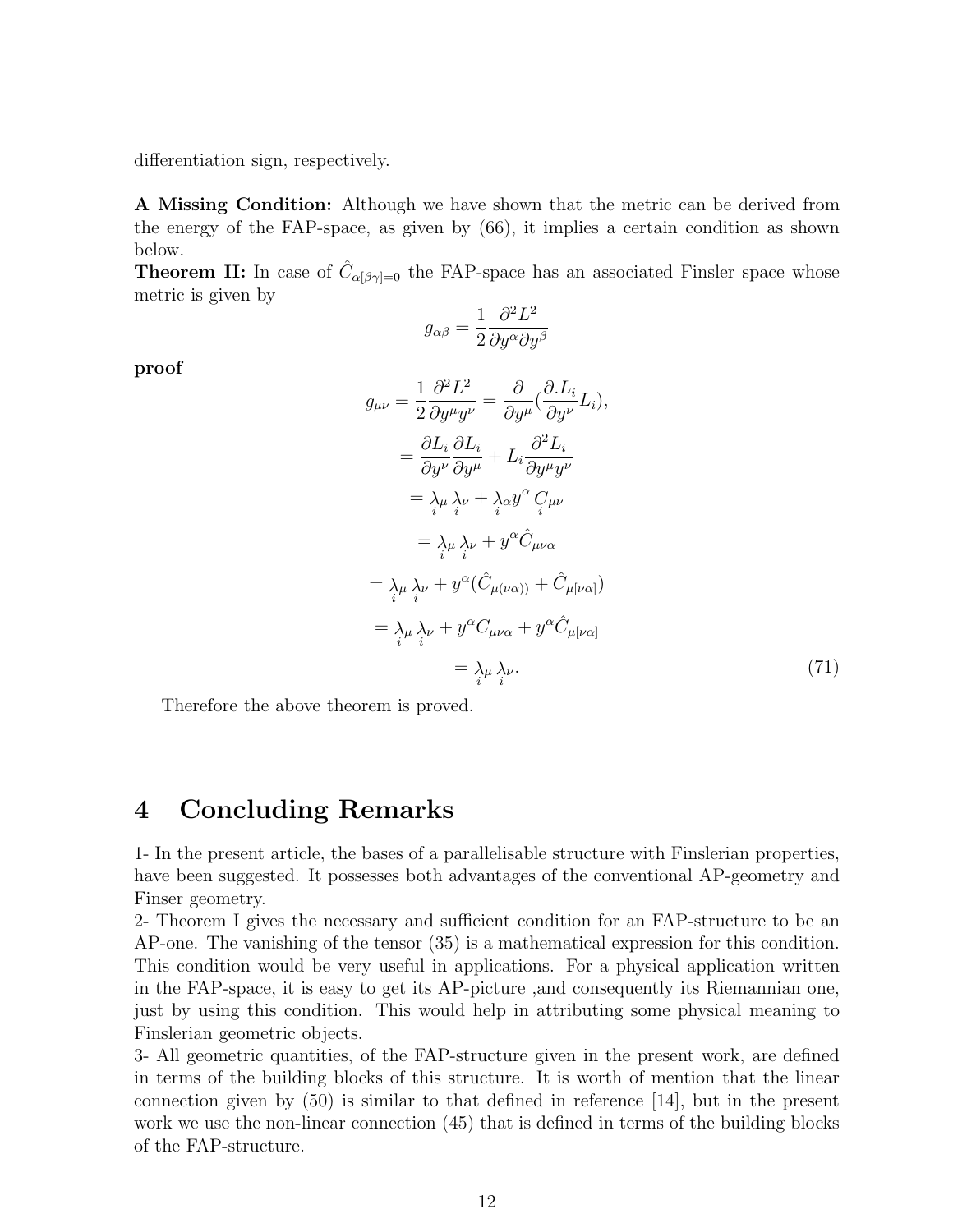differentiation sign, respectively.

**A Missing Condition:** Although we have shown that the metric can be derived from the energy of the FAP-space, as given by (66), it implies a certain condition as shown below.

**Theorem II:** In case of $\hat{C}_{\alpha[\beta\gamma]=0}$ the FAP-space has an associated Finsler space whose metric is given by

$$g_{\alpha\beta} = \frac{1}{2}\frac{\partial^2 L^2}{\partial y^\alpha \partial y^\beta}$$

**proof**

$$
\begin{aligned}
g_{\mu\nu} = \frac{1}{2}\frac{\partial^2 L^2}{\partial y^\mu y^\nu} &= \frac{\partial}{\partial y^\mu}(\frac{\partial . L_i}{\partial y^\nu} L_i), \\
&= \frac{\partial L_i}{\partial y^\nu}\frac{\partial L_i}{\partial y^\mu} + L_i \frac{\partial^2 L_i}{\partial y^\mu y^\nu} \\
&= \underset{i}{\lambda}_\mu \underset{i}{\lambda}_\nu + \underset{i}{\lambda}_\alpha y^\alpha \underset{i}{C}_{\mu\nu} \\
&= \underset{i}{\lambda}_\mu \underset{i}{\lambda}_\nu + y^\alpha \hat{C}_{\mu\nu\alpha} \\
&= \underset{i}{\lambda}_\mu \underset{i}{\lambda}_\nu + y^\alpha (\hat{C}_{\mu(\nu\alpha))} + \hat{C}_{\mu[\nu\alpha]}) \\
&= \underset{i}{\lambda}_\mu \underset{i}{\lambda}_\nu + y^\alpha C_{\mu\nu\alpha} + y^\alpha \hat{C}_{\mu[\nu\alpha]} \\
&= \underset{i}{\lambda}_\mu \underset{i}{\lambda}_\nu .
\end{aligned} \tag{71}
$$

Therefore the above theorem is proved.

# 4 Concluding Remarks

1- In the present article, the bases of a parallelisable structure with Finslerian properties, have been suggested. It possesses both advantages of the conventional AP-geometry and Finser geometry.

2- Theorem I gives the necessary and sufficient condition for an FAP-structure to be an AP-one. The vanishing of the tensor (35) is a mathematical expression for this condition. This condition would be very useful in applications. For a physical application written in the FAP-space, it is easy to get its AP-picture ,and consequently its Riemannian one, just by using this condition. This would help in attributing some physical meaning to Finslerian geometric objects.

3- All geometric quantities, of the FAP-structure given in the present work, are defined in terms of the building blocks of this structure. It is worth of mention that the linear connection given by (50) is similar to that defined in reference [14], but in the present work we use the non-linear connection (45) that is defined in terms of the building blocks of the FAP-structure.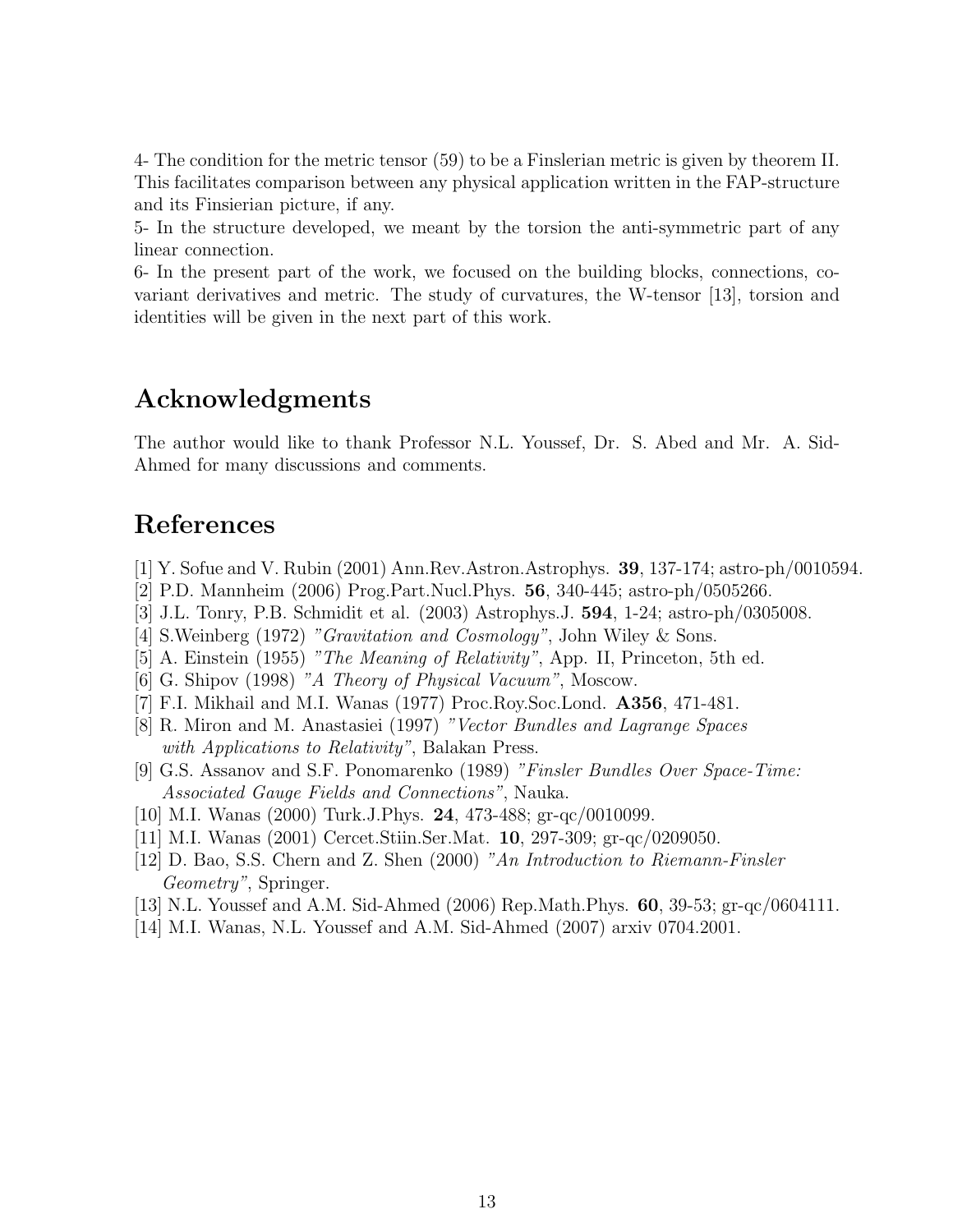4- The condition for the metric tensor (59) to be a Finslerian metric is given by theorem II. This facilitates comparison between any physical application written in the FAP-structure and its Finsierian picture, if any.

5- In the structure developed, we meant by the torsion the anti-symmetric part of any linear connection.

6- In the present part of the work, we focused on the building blocks, connections, covariant derivatives and metric. The study of curvatures, the W-tensor [13], torsion and identities will be given in the next part of this work.

## Acknowledgments

The author would like to thank Professor N.L. Youssef, Dr. S. Abed and Mr. A. Sid-Ahmed for many discussions and comments.

## References

[1] Y. Sofue and V. Rubin (2001) Ann.Rev.Astron.Astrophys. **39**, 137-174; astro-ph/0010594.

[2] P.D. Mannheim (2006) Prog.Part.Nucl.Phys. **56**, 340-445; astro-ph/0505266.

[3] J.L. Tonry, P.B. Schmidit et al. (2003) Astrophys.J. **594**, 1-24; astro-ph/0305008.

[4] S.Weinberg (1972) *"Gravitation and Cosmology"*, John Wiley & Sons.

[5] A. Einstein (1955) *"The Meaning of Relativity"*, App. II, Princeton, 5th ed.

[6] G. Shipov (1998) *"A Theory of Physical Vacuum"*, Moscow.

[7] F.I. Mikhail and M.I. Wanas (1977) Proc.Roy.Soc.Lond. **A356**, 471-481.

[8] R. Miron and M. Anastasiei (1997) *"Vector Bundles and Lagrange Spaces with Applications to Relativity"*, Balakan Press.

[9] G.S. Assanov and S.F. Ponomarenko (1989) *"Finsler Bundles Over Space-Time: Associated Gauge Fields and Connections"*, Nauka.

[10] M.I. Wanas (2000) Turk.J.Phys. **24**, 473-488; gr-qc/0010099.

[11] M.I. Wanas (2001) Cercet.Stiin.Ser.Mat. **10**, 297-309; gr-qc/0209050.

[12] D. Bao, S.S. Chern and Z. Shen (2000) *"An Introduction to Riemann-Finsler Geometry"*, Springer.

[13] N.L. Youssef and A.M. Sid-Ahmed (2006) Rep.Math.Phys. **60**, 39-53; gr-qc/0604111.

[14] M.I. Wanas, N.L. Youssef and A.M. Sid-Ahmed (2007) arxiv 0704.2001.